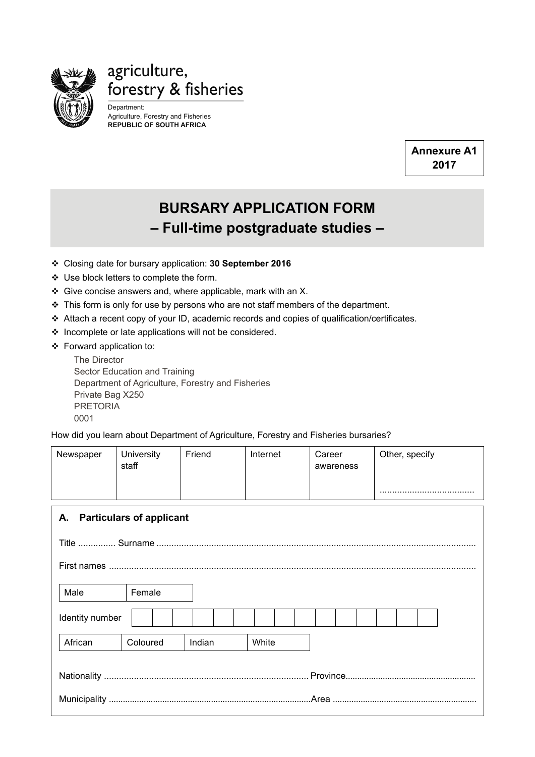agriculture,
forestry & fisheries

Department:
Agriculture, Forestry and Fisheries
**REPUBLIC OF SOUTH AFRICA**

**Annexure A1**
**2017**

# BURSARY APPLICATION FORM
## – Full-time postgraduate studies –

- Closing date for bursary application: **30 September 2016**
- Use block letters to complete the form.
- Give concise answers and, where applicable, mark with an X.
- This form is only for use by persons who are not staff members of the department.
- Attach a recent copy of your ID, academic records and copies of qualification/certificates.
- Incomplete or late applications will not be considered.
- Forward application to:

  The Director
  Sector Education and Training
  Department of Agriculture, Forestry and Fisheries
  Private Bag X250
  PRETORIA
  0001

How did you learn about Department of Agriculture, Forestry and Fisheries bursaries?

| Newspaper | University staff | Friend | Internet | Career awareness | Other, specify ...................................... |
|---|---|---|---|---|---|

### A. Particulars of applicant

Title ............... Surname ..............................................................................................................................

First names .................................................................................................................................................

| Male | Female |
|---|---|

| Identity number | | | | | | | | | | | | | | |
|---|---|---|---|---|---|---|---|---|---|---|---|---|---|---|

| African | Coloured | Indian | White |
|---|---|---|---|

Nationality .................................................................................. Province......................................................

Municipality .....................................................................................Area ............................................................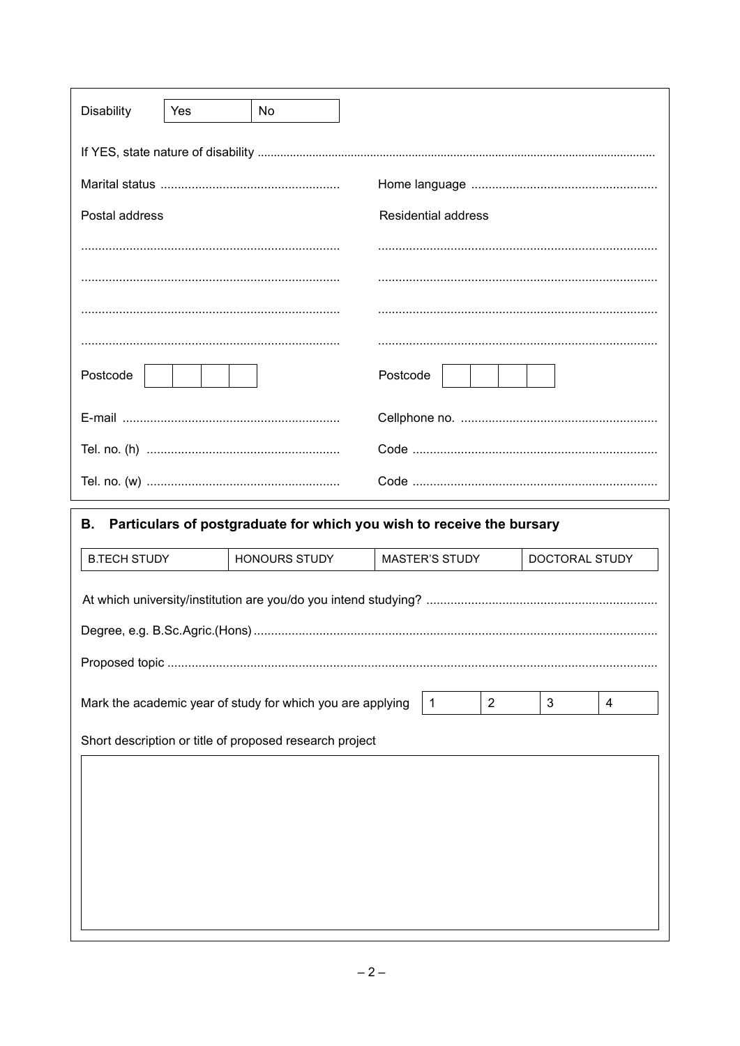| Disability | Yes | No |
|---|---|---|

If YES, state nature of disability ........................................................................................................................................

Marital status ....................................................

Home language ......................................................

| Postal address | Residential address |
|---|---|
| .......................................................................... | ................................................................................ |
| .......................................................................... | ................................................................................ |
| .......................................................................... | ................................................................................ |
| .......................................................................... | ................................................................................ |
| Postcode | Postcode |

E-mail ..............................................................

Cellphone no. .........................................................

Tel. no. (h) ........................................................

Code .......................................................................

Tel. no. (w) ........................................................

Code .......................................................................

## B. Particulars of postgraduate for which you wish to receive the bursary

| B.TECH STUDY | HONOURS STUDY | MASTER'S STUDY | DOCTORAL STUDY |
|---|---|---|---|

At which university/institution are you/do you intend studying? ..................................................................

Degree, e.g. B.Sc.Agric.(Hons) ...................................................................................................................

Proposed topic ...........................................................................................................................................

Mark the academic year of study for which you are applying

| 1 | 2 | 3 | 4 |
|---|---|---|---|

Short description or title of proposed research project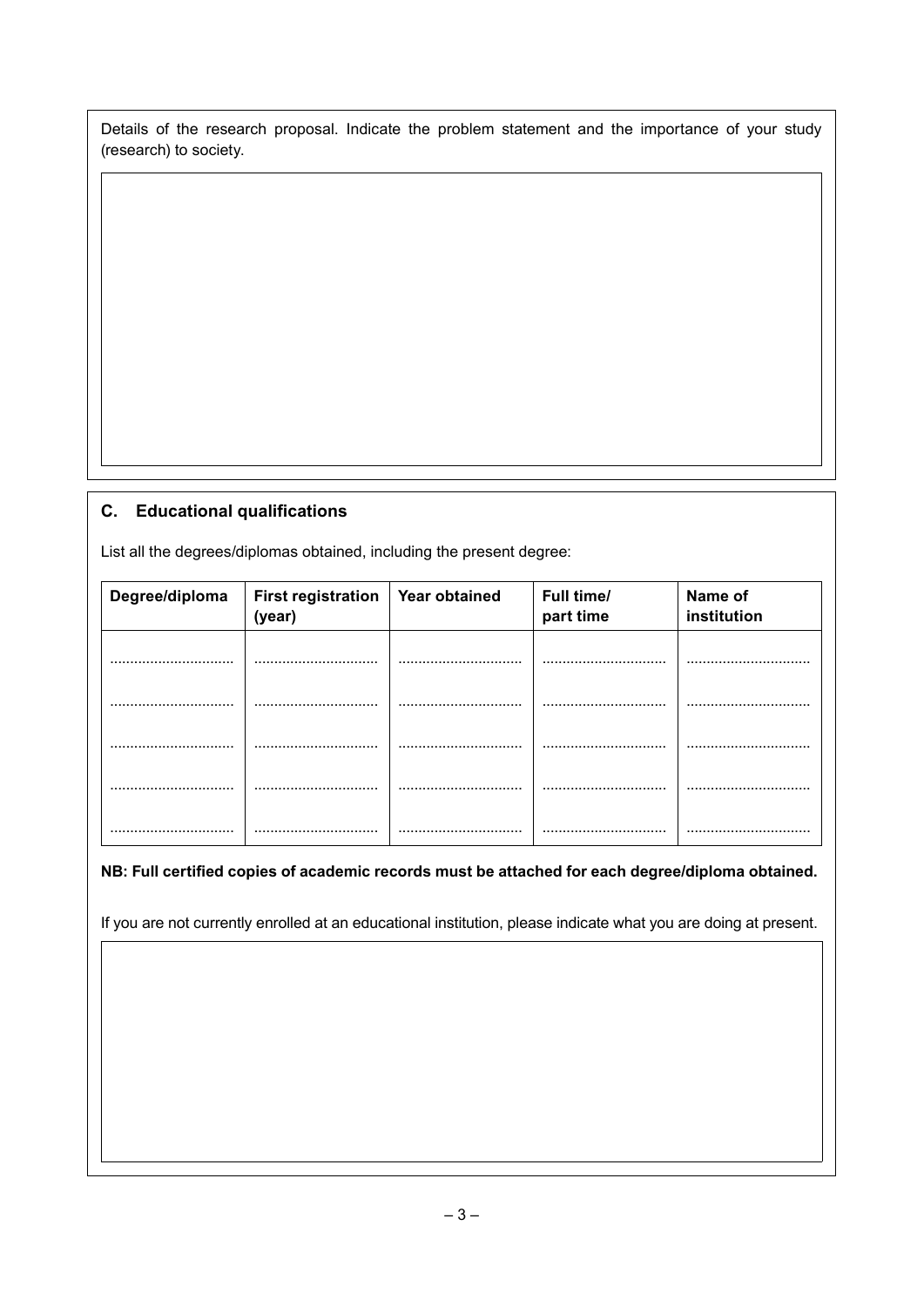Details of the research proposal. Indicate the problem statement and the importance of your study (research) to society.

## C. Educational qualifications

List all the degrees/diplomas obtained, including the present degree:

| Degree/diploma | First registration (year) | Year obtained | Full time/ part time | Name of institution |
|---|---|---|---|---|
| ............................... | ............................... | ............................... | ............................... | ............................... |
| ............................... | ............................... | ............................... | ............................... | ............................... |
| ............................... | ............................... | ............................... | ............................... | ............................... |
| ............................... | ............................... | ............................... | ............................... | ............................... |
| ............................... | ............................... | ............................... | ............................... | ............................... |

**NB: Full certified copies of academic records must be attached for each degree/diploma obtained.**

If you are not currently enrolled at an educational institution, please indicate what you are doing at present.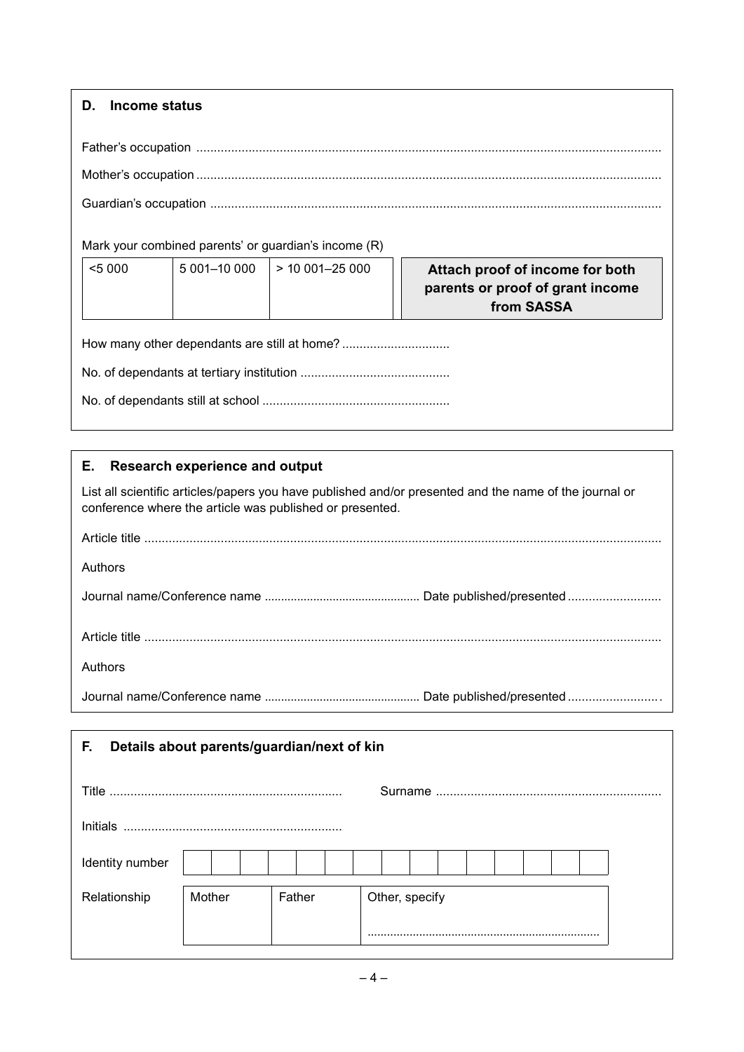## D. Income status

Father's occupation ....................................................................................................................................

Mother's occupation ....................................................................................................................................

Guardian's occupation ................................................................................................................................

Mark your combined parents' or guardian's income (R)

| <5 000 | 5 001–10 000 | > 10 001–25 000 | **Attach proof of income for both parents or proof of grant income from SASSA** |
|---|---|---|---|
| | | | |

How many other dependants are still at home? ..............................

No. of dependants at tertiary institution ..........................................

No. of dependants still at school .....................................................

## E. Research experience and output

List all scientific articles/papers you have published and/or presented and the name of the journal or conference where the article was published or presented.

Article title ..................................................................................................................................................

Authors

Journal name/Conference name ............................................... Date published/presented ...........................

Article title ..................................................................................................................................................

Authors

Journal name/Conference name ............................................... Date published/presented ..........................

## F. Details about parents/guardian/next of kin

Title ................................................................... Surname .................................................................

Initials ...............................................................

| Identity number | | | | | | | | | | | | | | |
|---|---|---|---|---|---|---|---|---|---|---|---|---|---|---|

| Relationship | Mother | Father | Other, specify ..................................................................... |
|---|---|---|---|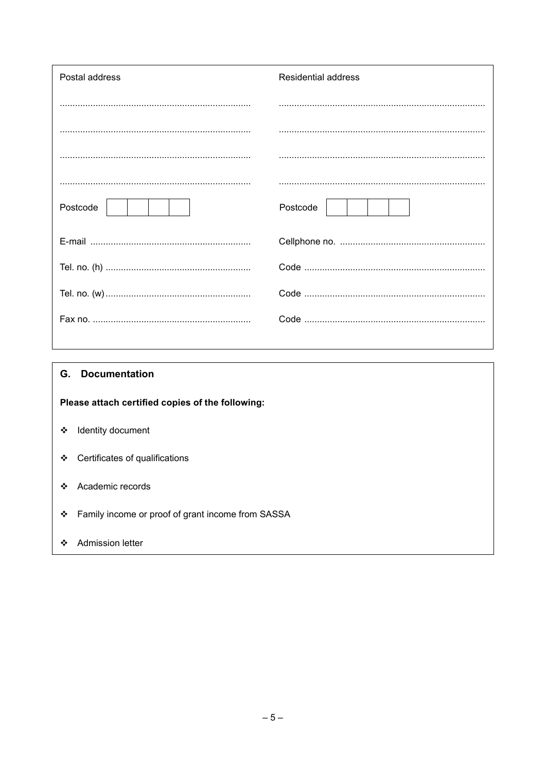| Postal address | Residential address |
| --- | --- |
| .......................................................................... | ................................................................................ |
| .......................................................................... | ................................................................................ |
| .......................................................................... | ................................................................................ |
| .......................................................................... | ................................................................................ |
| Postcode | Postcode |
| E-mail .............................................................. | Cellphone no. ......................................................... |
| Tel. no. (h) ........................................................ | Code ...................................................................... |
| Tel. no. (w)......................................................... | Code ...................................................................... |
| Fax no. ............................................................. | Code ...................................................................... |

## G. Documentation

**Please attach certified copies of the following:**

- Identity document
- Certificates of qualifications
- Academic records
- Family income or proof of grant income from SASSA
- Admission letter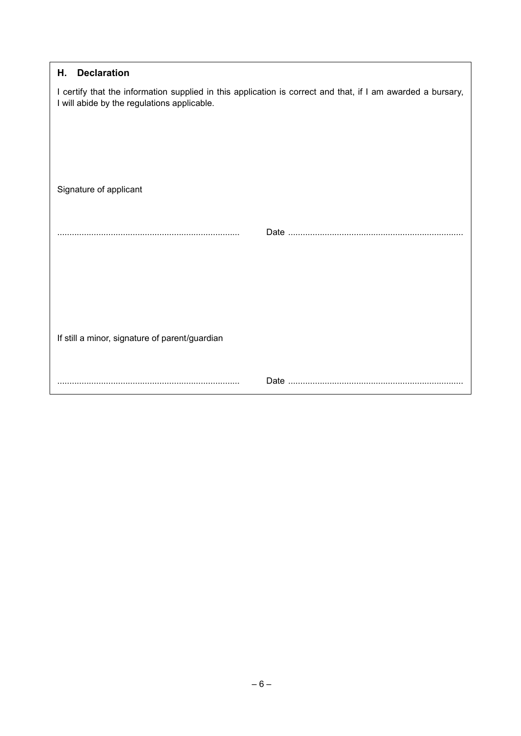## H. Declaration

I certify that the information supplied in this application is correct and that, if I am awarded a bursary, I will abide by the regulations applicable.

Signature of applicant

.......................................................................... Date .......................................................................

If still a minor, signature of parent/guardian

.......................................................................... Date .......................................................................